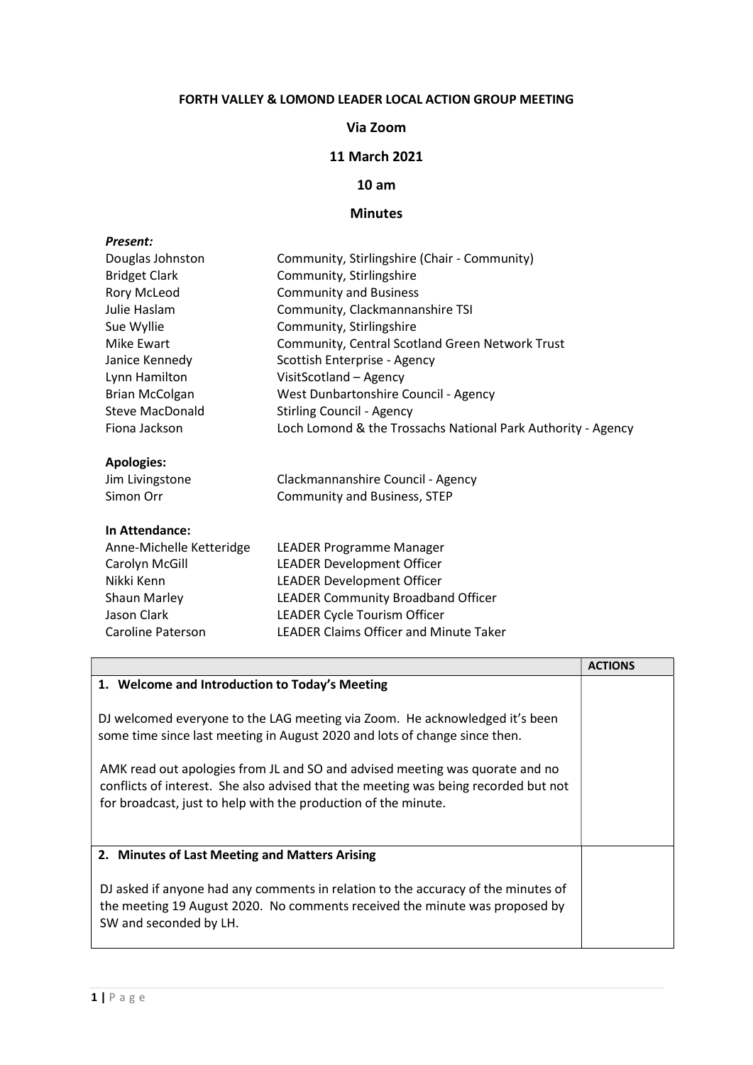**FORTH VALLEY & LOMOND LEADER LOCAL ACTION GROUP MEETING**

**Via Zoom**

**11 March 2021**

**10 am**

**Minutes**

***Present:***

| | |
|---|---|
| Douglas Johnston | Community, Stirlingshire (Chair - Community) |
| Bridget Clark | Community, Stirlingshire |
| Rory McLeod | Community and Business |
| Julie Haslam | Community, Clackmannanshire TSI |
| Sue Wyllie | Community, Stirlingshire |
| Mike Ewart | Community, Central Scotland Green Network Trust |
| Janice Kennedy | Scottish Enterprise - Agency |
| Lynn Hamilton | VisitScotland – Agency |
| Brian McColgan | West Dunbartonshire Council - Agency |
| Steve MacDonald | Stirling Council - Agency |
| Fiona Jackson | Loch Lomond & the Trossachs National Park Authority - Agency |

**Apologies:**

| | |
|---|---|
| Jim Livingstone | Clackmannanshire Council - Agency |
| Simon Orr | Community and Business, STEP |

**In Attendance:**

| | |
|---|---|
| Anne-Michelle Ketteridge | LEADER Programme Manager |
| Carolyn McGill | LEADER Development Officer |
| Nikki Kenn | LEADER Development Officer |
| Shaun Marley | LEADER Community Broadband Officer |
| Jason Clark | LEADER Cycle Tourism Officer |
| Caroline Paterson | LEADER Claims Officer and Minute Taker |

| | ACTIONS |
|---|---|
| **1. Welcome and Introduction to Today's Meeting**<br><br>DJ welcomed everyone to the LAG meeting via Zoom. He acknowledged it's been some time since last meeting in August 2020 and lots of change since then.<br><br>AMK read out apologies from JL and SO and advised meeting was quorate and no conflicts of interest. She also advised that the meeting was being recorded but not for broadcast, just to help with the production of the minute. | |
| **2. Minutes of Last Meeting and Matters Arising**<br><br>DJ asked if anyone had any comments in relation to the accuracy of the minutes of the meeting 19 August 2020. No comments received the minute was proposed by SW and seconded by LH. | |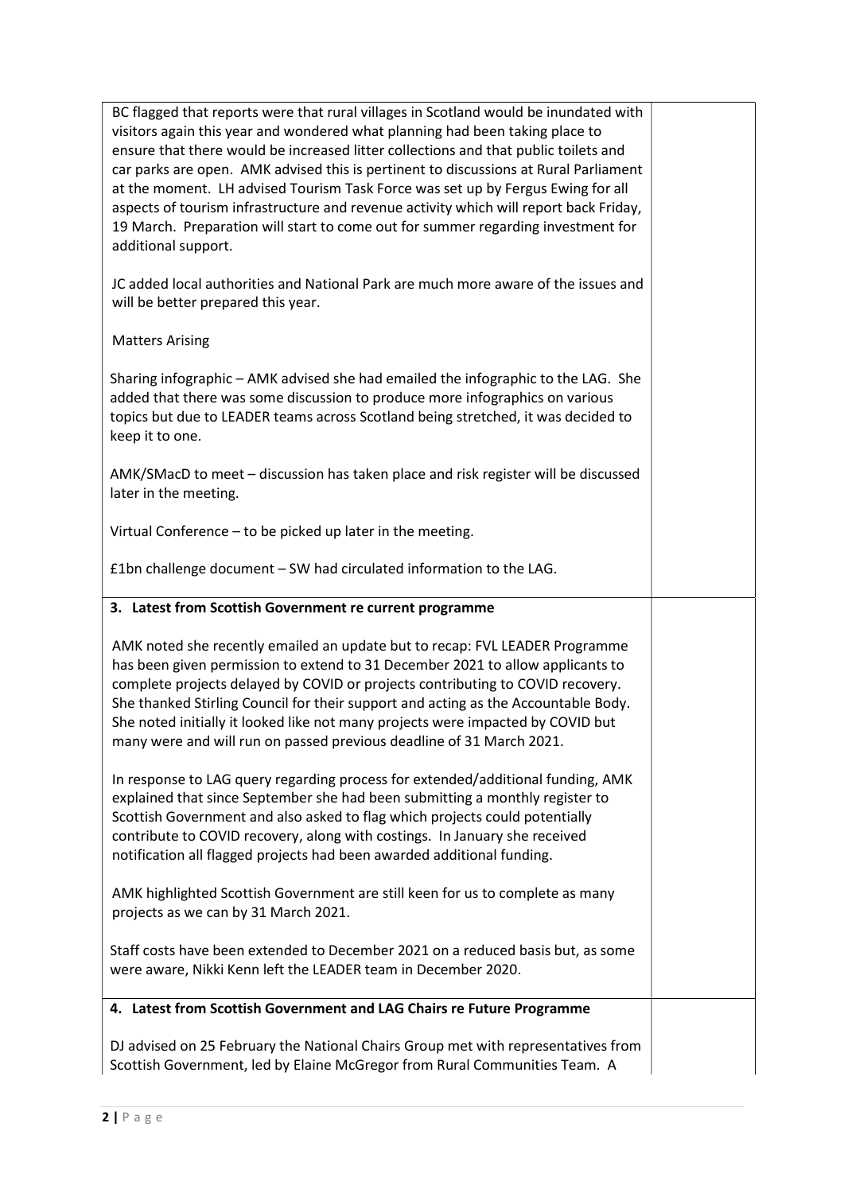BC flagged that reports were that rural villages in Scotland would be inundated with visitors again this year and wondered what planning had been taking place to ensure that there would be increased litter collections and that public toilets and car parks are open. AMK advised this is pertinent to discussions at Rural Parliament at the moment. LH advised Tourism Task Force was set up by Fergus Ewing for all aspects of tourism infrastructure and revenue activity which will report back Friday, 19 March. Preparation will start to come out for summer regarding investment for additional support.

JC added local authorities and National Park are much more aware of the issues and will be better prepared this year.

Matters Arising

Sharing infographic – AMK advised she had emailed the infographic to the LAG. She added that there was some discussion to produce more infographics on various topics but due to LEADER teams across Scotland being stretched, it was decided to keep it to one.

AMK/SMacD to meet – discussion has taken place and risk register will be discussed later in the meeting.

Virtual Conference – to be picked up later in the meeting.

£1bn challenge document – SW had circulated information to the LAG.

## 3. Latest from Scottish Government re current programme

AMK noted she recently emailed an update but to recap: FVL LEADER Programme has been given permission to extend to 31 December 2021 to allow applicants to complete projects delayed by COVID or projects contributing to COVID recovery. She thanked Stirling Council for their support and acting as the Accountable Body. She noted initially it looked like not many projects were impacted by COVID but many were and will run on passed previous deadline of 31 March 2021.

In response to LAG query regarding process for extended/additional funding, AMK explained that since September she had been submitting a monthly register to Scottish Government and also asked to flag which projects could potentially contribute to COVID recovery, along with costings. In January she received notification all flagged projects had been awarded additional funding.

AMK highlighted Scottish Government are still keen for us to complete as many projects as we can by 31 March 2021.

Staff costs have been extended to December 2021 on a reduced basis but, as some were aware, Nikki Kenn left the LEADER team in December 2020.

## 4. Latest from Scottish Government and LAG Chairs re Future Programme

DJ advised on 25 February the National Chairs Group met with representatives from Scottish Government, led by Elaine McGregor from Rural Communities Team. A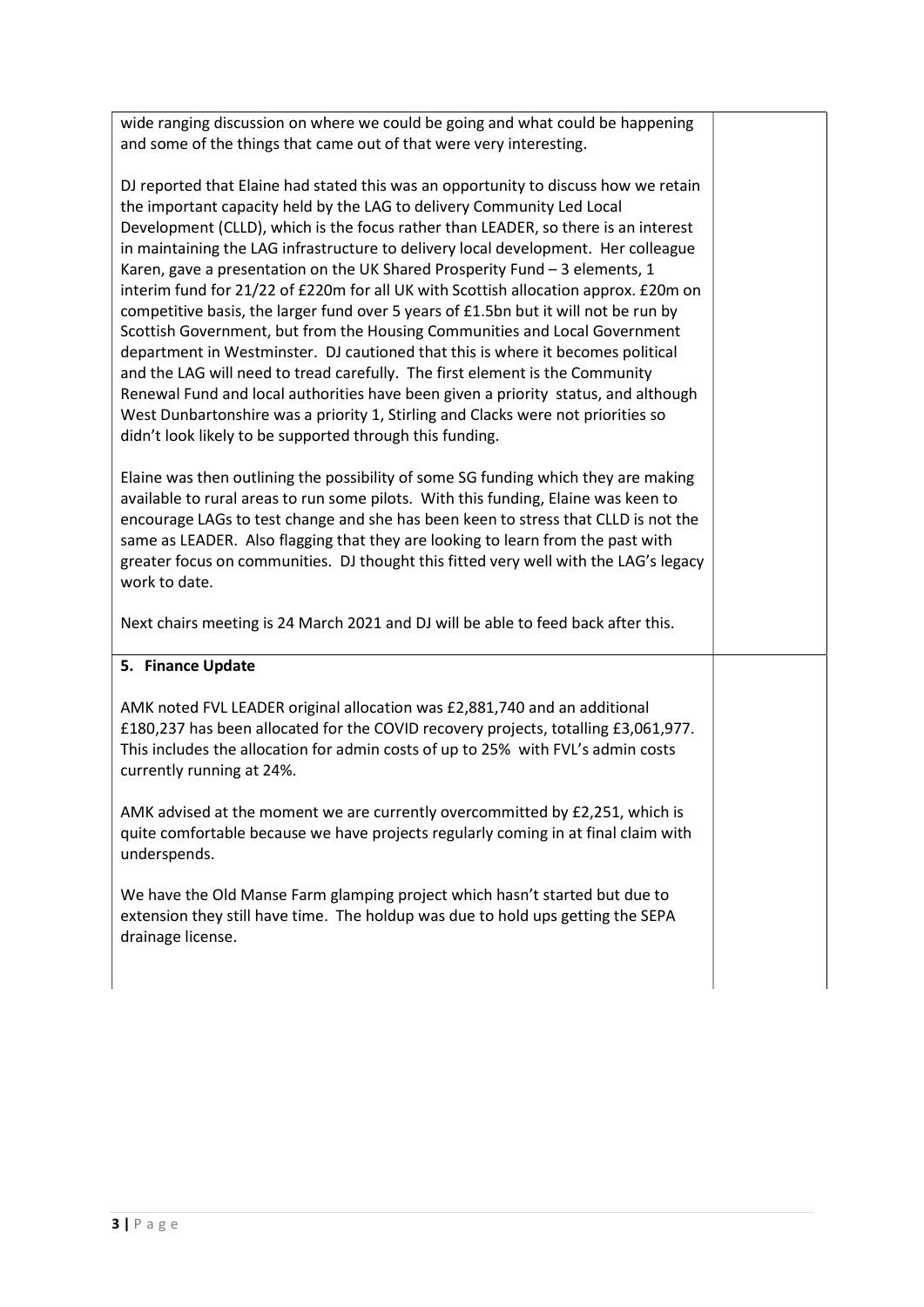wide ranging discussion on where we could be going and what could be happening and some of the things that came out of that were very interesting.

DJ reported that Elaine had stated this was an opportunity to discuss how we retain the important capacity held by the LAG to delivery Community Led Local Development (CLLD), which is the focus rather than LEADER, so there is an interest in maintaining the LAG infrastructure to delivery local development. Her colleague Karen, gave a presentation on the UK Shared Prosperity Fund – 3 elements, 1 interim fund for 21/22 of £220m for all UK with Scottish allocation approx. £20m on competitive basis, the larger fund over 5 years of £1.5bn but it will not be run by Scottish Government, but from the Housing Communities and Local Government department in Westminster. DJ cautioned that this is where it becomes political and the LAG will need to tread carefully. The first element is the Community Renewal Fund and local authorities have been given a priority status, and although West Dunbartonshire was a priority 1, Stirling and Clacks were not priorities so didn't look likely to be supported through this funding.

Elaine was then outlining the possibility of some SG funding which they are making available to rural areas to run some pilots. With this funding, Elaine was keen to encourage LAGs to test change and she has been keen to stress that CLLD is not the same as LEADER. Also flagging that they are looking to learn from the past with greater focus on communities. DJ thought this fitted very well with the LAG's legacy work to date.

Next chairs meeting is 24 March 2021 and DJ will be able to feed back after this.

## 5. Finance Update

AMK noted FVL LEADER original allocation was £2,881,740 and an additional £180,237 has been allocated for the COVID recovery projects, totalling £3,061,977. This includes the allocation for admin costs of up to 25% with FVL's admin costs currently running at 24%.

AMK advised at the moment we are currently overcommitted by £2,251, which is quite comfortable because we have projects regularly coming in at final claim with underspends.

We have the Old Manse Farm glamping project which hasn't started but due to extension they still have time. The holdup was due to hold ups getting the SEPA drainage license.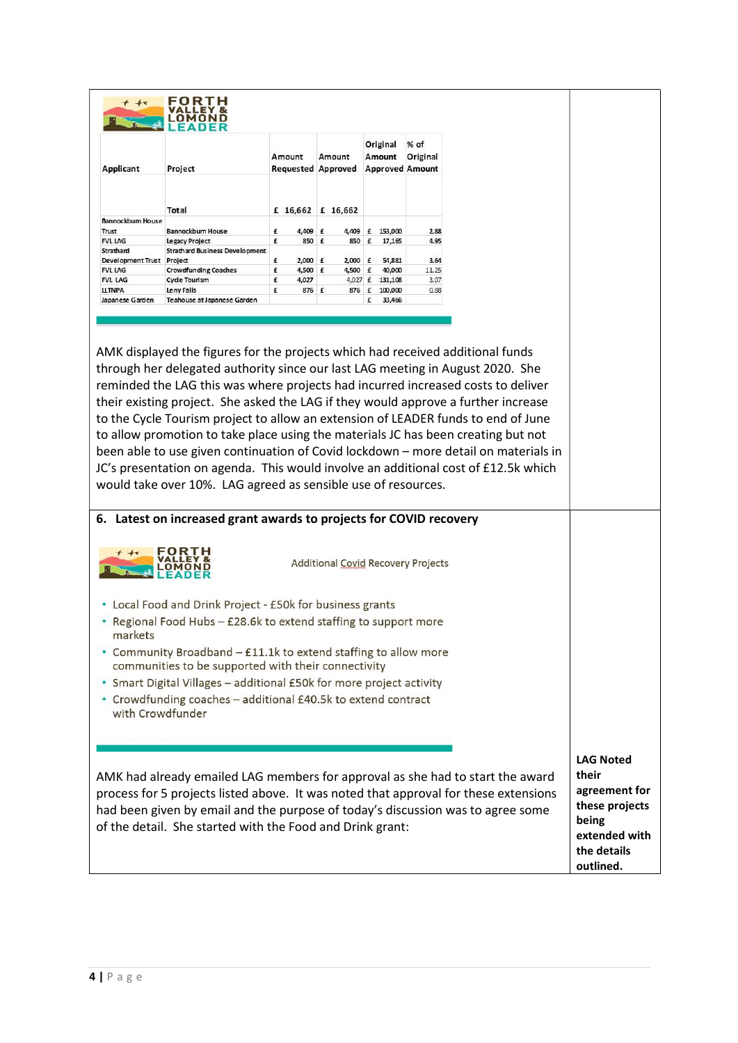FORTH VALLEY & LOMOND LEADER

| Applicant | Project | Amount Requested | Amount Approved | Original Amount Approved | % of Original Amount |
|---|---|---|---|---|---|
| | Total | £ 16,662 | £ 16,662 | | |
| Bannockburn House Trust | Bannockburn House | £ 4,409 | £ 4,409 | £ 153,000 | 2.88 |
| FVL LAG | Legacy Project | £ 850 | £ 850 | £ 17,165 | 4.95 |
| Strathard Development Trust | Strathard Business Development Project | £ 2,000 | £ 2,000 | £ 54,881 | 3.64 |
| FVL LAG | Crowdfunding Coaches | £ 4,500 | £ 4,500 | £ 40,000 | 11.25 |
| FVL LAG | Cycle Tourism | £ 4,027 | 4,027 | £ 131,108 | 3.07 |
| LLTNPA | Leny Falls | £ 876 | £ 876 | £ 100,000 | 0.88 |
| Japanese Garden | Teahouse at Japanese Garden | | | £ 33,466 | |

AMK displayed the figures for the projects which had received additional funds through her delegated authority since our last LAG meeting in August 2020. She reminded the LAG this was where projects had incurred increased costs to deliver their existing project. She asked the LAG if they would approve a further increase to the Cycle Tourism project to allow an extension of LEADER funds to end of June to allow promotion to take place using the materials JC has been creating but not been able to use given continuation of Covid lockdown – more detail on materials in JC's presentation on agenda. This would involve an additional cost of £12.5k which would take over 10%. LAG agreed as sensible use of resources.

## 6. Latest on increased grant awards to projects for COVID recovery

FORTH VALLEY & LOMOND LEADER

Additional Covid Recovery Projects

- Local Food and Drink Project - £50k for business grants
- Regional Food Hubs – £28.6k to extend staffing to support more markets
- Community Broadband – £11.1k to extend staffing to allow more communities to be supported with their connectivity
- Smart Digital Villages – additional £50k for more project activity
- Crowdfunding coaches – additional £40.5k to extend contract with Crowdfunder

AMK had already emailed LAG members for approval as she had to start the award process for 5 projects listed above. It was noted that approval for these extensions had been given by email and the purpose of today's discussion was to agree some of the detail. She started with the Food and Drink grant:

**LAG Noted their agreement for these projects being extended with the details outlined.**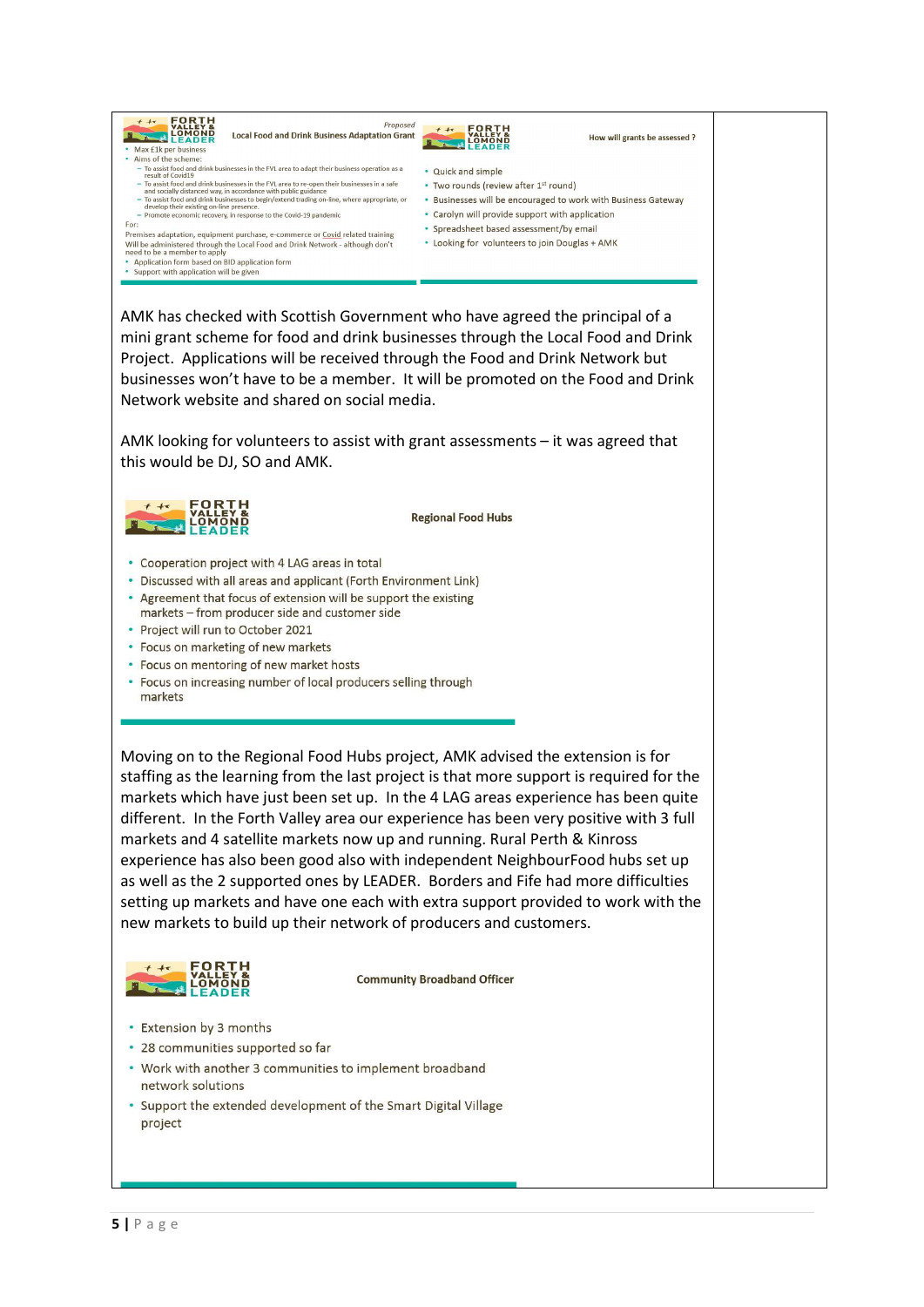**Proposed**
**Local Food and Drink Business Adaptation Grant**

- Max £1k per business
- Aims of the scheme:
  - To assist food and drink businesses in the FVL area to adapt their business operation as a result of Covid19
  - To assist food and drink businesses in the FVL area to re-open their businesses in a safe and socially distanced way, in accordance with public guidance
  - To assist food and drink businesses to begin/extend trading on-line, where appropriate, or develop their existing on-line presence.
  - Promote economic recovery, in response to the Covid-19 pandemic

For:
Premises adaptation, equipment purchase, e-commerce or Covid related training
Will be administered through the Local Food and Drink Network - although don't need to be a member to apply

- Application form based on BID application form
- Support with application will be given

**How will grants be assessed ?**

- Quick and simple
- Two rounds (review after 1st round)
- Businesses will be encouraged to work with Business Gateway
- Carolyn will provide support with application
- Spreadsheet based assessment/by email
- Looking for volunteers to join Douglas + AMK

AMK has checked with Scottish Government who have agreed the principal of a mini grant scheme for food and drink businesses through the Local Food and Drink Project. Applications will be received through the Food and Drink Network but businesses won't have to be a member. It will be promoted on the Food and Drink Network website and shared on social media.

AMK looking for volunteers to assist with grant assessments – it was agreed that this would be DJ, SO and AMK.

**Regional Food Hubs**

- Cooperation project with 4 LAG areas in total
- Discussed with all areas and applicant (Forth Environment Link)
- Agreement that focus of extension will be support the existing markets – from producer side and customer side
- Project will run to October 2021
- Focus on marketing of new markets
- Focus on mentoring of new market hosts
- Focus on increasing number of local producers selling through markets

Moving on to the Regional Food Hubs project, AMK advised the extension is for staffing as the learning from the last project is that more support is required for the markets which have just been set up. In the 4 LAG areas experience has been quite different. In the Forth Valley area our experience has been very positive with 3 full markets and 4 satellite markets now up and running. Rural Perth & Kinross experience has also been good also with independent NeighbourFood hubs set up as well as the 2 supported ones by LEADER. Borders and Fife had more difficulties setting up markets and have one each with extra support provided to work with the new markets to build up their network of producers and customers.

**Community Broadband Officer**

- Extension by 3 months
- 28 communities supported so far
- Work with another 3 communities to implement broadband network solutions
- Support the extended development of the Smart Digital Village project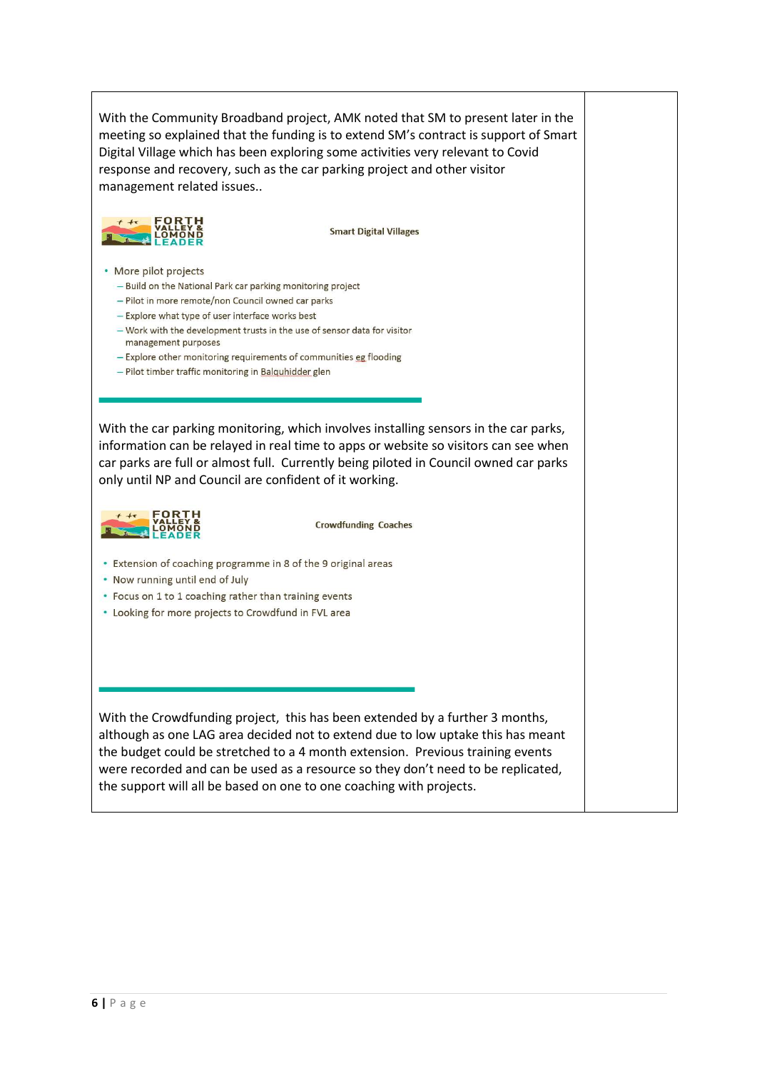| | |
|---|---|
| With the Community Broadband project, AMK noted that SM to present later in the meeting so explained that the funding is to extend SM's contract is support of Smart Digital Village which has been exploring some activities very relevant to Covid response and recovery, such as the car parking project and other visitor management related issues.. | |

**FORTH VALLEY & LOMOND LEADER**

**Smart Digital Villages**

- More pilot projects
  - Build on the National Park car parking monitoring project
  - Pilot in more remote/non Council owned car parks
  - Explore what type of user interface works best
  - Work with the development trusts in the use of sensor data for visitor management purposes
  - Explore other monitoring requirements of communities eg flooding
  - Pilot timber traffic monitoring in Balquhidder glen

With the car parking monitoring, which involves installing sensors in the car parks, information can be relayed in real time to apps or website so visitors can see when car parks are full or almost full. Currently being piloted in Council owned car parks only until NP and Council are confident of it working.

**FORTH VALLEY & LOMOND LEADER**

**Crowdfunding Coaches**

- Extension of coaching programme in 8 of the 9 original areas
- Now running until end of July
- Focus on 1 to 1 coaching rather than training events
- Looking for more projects to Crowdfund in FVL area

With the Crowdfunding project, this has been extended by a further 3 months, although as one LAG area decided not to extend due to low uptake this has meant the budget could be stretched to a 4 month extension. Previous training events were recorded and can be used as a resource so they don't need to be replicated, the support will all be based on one to one coaching with projects.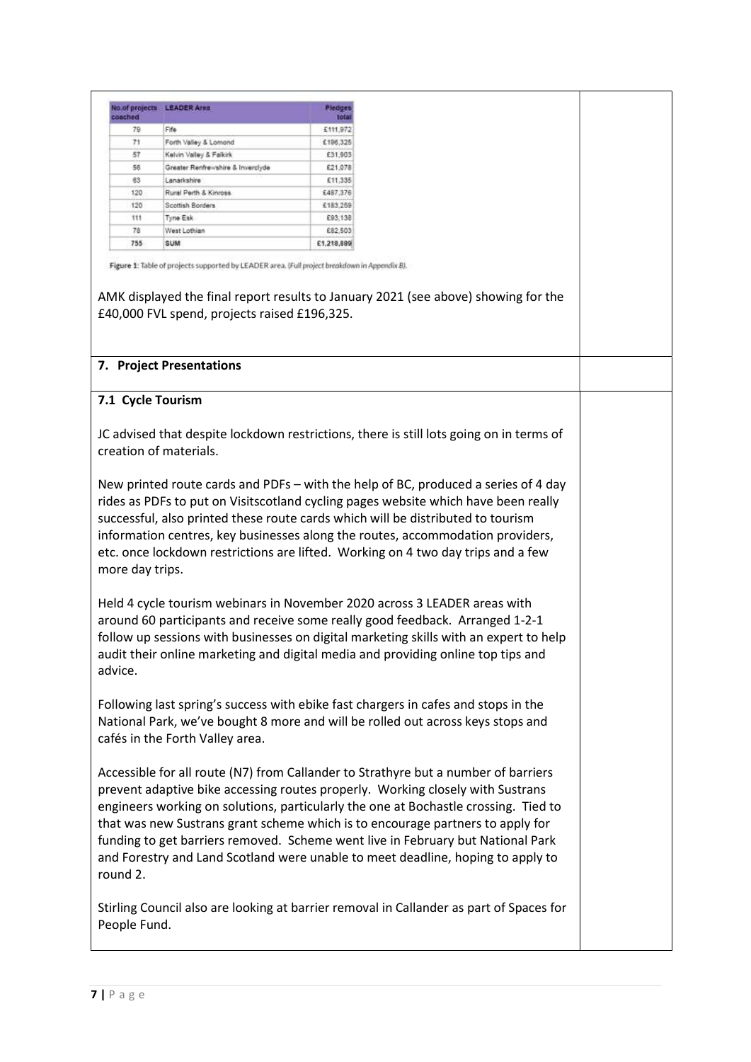| No.of projects coached | LEADER Area | Pledges total |
|---|---|---|
| 79 | Fife | £111,972 |
| 71 | Forth Valley & Lomond | £196,325 |
| 57 | Kelvin Valley & Falkirk | £31,903 |
| 56 | Greater Renfrewshire & Inverclyde | £21,078 |
| 63 | Lanarkshire | £11,335 |
| 120 | Rural Perth & Kinross | £487,376 |
| 120 | Scottish Borders | £183,259 |
| 111 | Tyne Esk | £93,138 |
| 78 | West Lothian | £82,503 |
| 755 | SUM | £1,218,889 |

**Figure 1:** Table of projects supported by LEADER area. (Full project breakdown in Appendix B).

AMK displayed the final report results to January 2021 (see above) showing for the £40,000 FVL spend, projects raised £196,325.

## 7. Project Presentations

### 7.1 Cycle Tourism

JC advised that despite lockdown restrictions, there is still lots going on in terms of creation of materials.

New printed route cards and PDFs – with the help of BC, produced a series of 4 day rides as PDFs to put on Visitscotland cycling pages website which have been really successful, also printed these route cards which will be distributed to tourism information centres, key businesses along the routes, accommodation providers, etc. once lockdown restrictions are lifted. Working on 4 two day trips and a few more day trips.

Held 4 cycle tourism webinars in November 2020 across 3 LEADER areas with around 60 participants and receive some really good feedback. Arranged 1-2-1 follow up sessions with businesses on digital marketing skills with an expert to help audit their online marketing and digital media and providing online top tips and advice.

Following last spring's success with ebike fast chargers in cafes and stops in the National Park, we've bought 8 more and will be rolled out across keys stops and cafés in the Forth Valley area.

Accessible for all route (N7) from Callander to Strathyre but a number of barriers prevent adaptive bike accessing routes properly. Working closely with Sustrans engineers working on solutions, particularly the one at Bochastle crossing. Tied to that was new Sustrans grant scheme which is to encourage partners to apply for funding to get barriers removed. Scheme went live in February but National Park and Forestry and Land Scotland were unable to meet deadline, hoping to apply to round 2.

Stirling Council also are looking at barrier removal in Callander as part of Spaces for People Fund.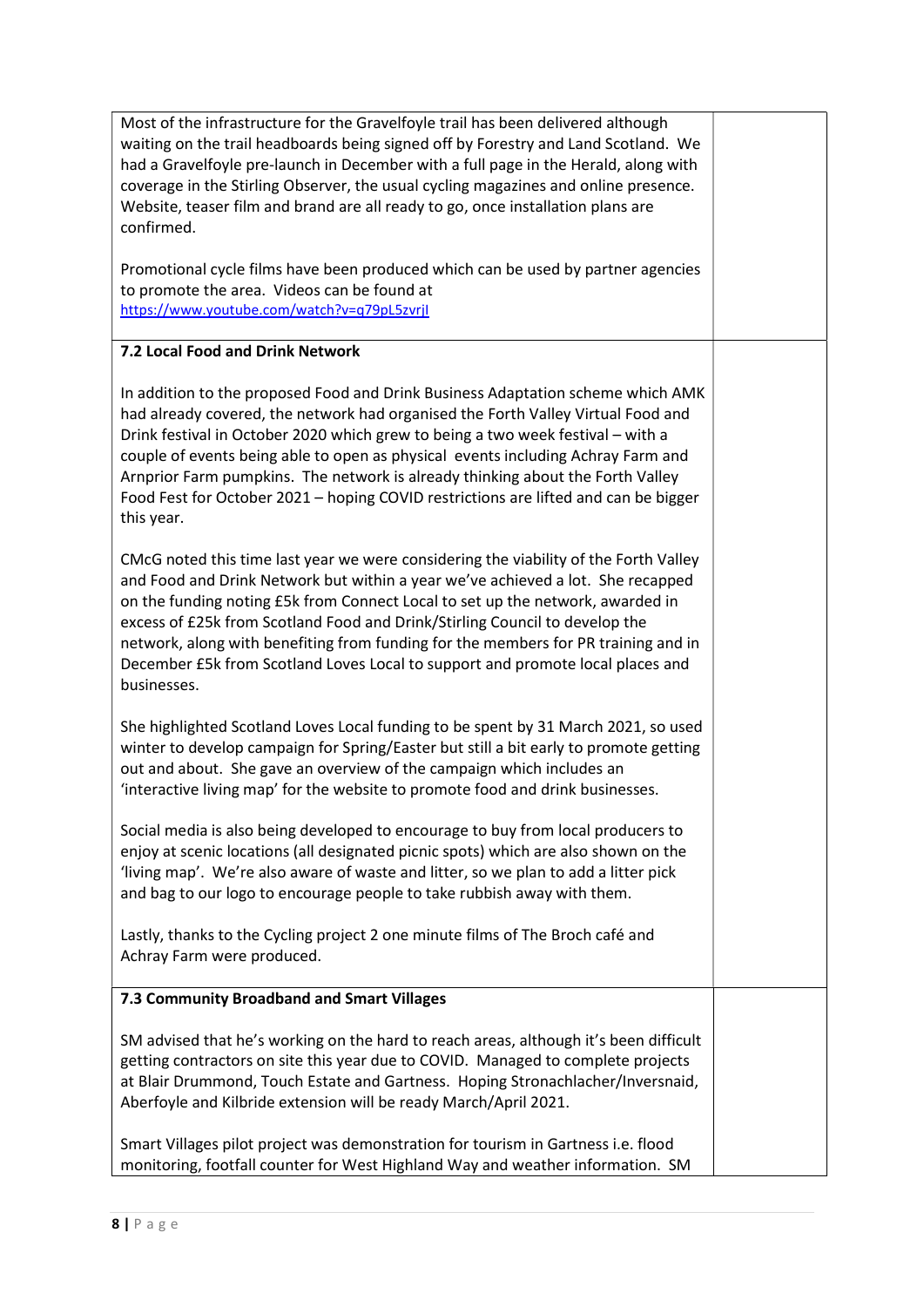Most of the infrastructure for the Gravelfoyle trail has been delivered although waiting on the trail headboards being signed off by Forestry and Land Scotland. We had a Gravelfoyle pre-launch in December with a full page in the Herald, along with coverage in the Stirling Observer, the usual cycling magazines and online presence. Website, teaser film and brand are all ready to go, once installation plans are confirmed.

Promotional cycle films have been produced which can be used by partner agencies to promote the area. Videos can be found at https://www.youtube.com/watch?v=q79pL5zvrjI

**7.2 Local Food and Drink Network**

In addition to the proposed Food and Drink Business Adaptation scheme which AMK had already covered, the network had organised the Forth Valley Virtual Food and Drink festival in October 2020 which grew to being a two week festival – with a couple of events being able to open as physical events including Achray Farm and Arnprior Farm pumpkins. The network is already thinking about the Forth Valley Food Fest for October 2021 – hoping COVID restrictions are lifted and can be bigger this year.

CMcG noted this time last year we were considering the viability of the Forth Valley and Food and Drink Network but within a year we've achieved a lot. She recapped on the funding noting £5k from Connect Local to set up the network, awarded in excess of £25k from Scotland Food and Drink/Stirling Council to develop the network, along with benefiting from funding for the members for PR training and in December £5k from Scotland Loves Local to support and promote local places and businesses.

She highlighted Scotland Loves Local funding to be spent by 31 March 2021, so used winter to develop campaign for Spring/Easter but still a bit early to promote getting out and about. She gave an overview of the campaign which includes an 'interactive living map' for the website to promote food and drink businesses.

Social media is also being developed to encourage to buy from local producers to enjoy at scenic locations (all designated picnic spots) which are also shown on the 'living map'. We're also aware of waste and litter, so we plan to add a litter pick and bag to our logo to encourage people to take rubbish away with them.

Lastly, thanks to the Cycling project 2 one minute films of The Broch café and Achray Farm were produced.

**7.3 Community Broadband and Smart Villages**

SM advised that he's working on the hard to reach areas, although it's been difficult getting contractors on site this year due to COVID. Managed to complete projects at Blair Drummond, Touch Estate and Gartness. Hoping Stronachlacher/Inversnaid, Aberfoyle and Kilbride extension will be ready March/April 2021.

Smart Villages pilot project was demonstration for tourism in Gartness i.e. flood monitoring, footfall counter for West Highland Way and weather information. SM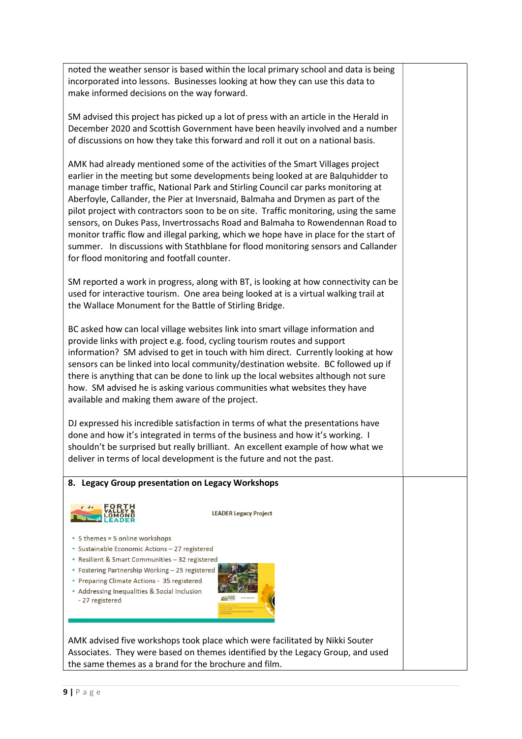noted the weather sensor is based within the local primary school and data is being incorporated into lessons. Businesses looking at how they can use this data to make informed decisions on the way forward.

SM advised this project has picked up a lot of press with an article in the Herald in December 2020 and Scottish Government have been heavily involved and a number of discussions on how they take this forward and roll it out on a national basis.

AMK had already mentioned some of the activities of the Smart Villages project earlier in the meeting but some developments being looked at are Balquhidder to manage timber traffic, National Park and Stirling Council car parks monitoring at Aberfoyle, Callander, the Pier at Inversnaid, Balmaha and Drymen as part of the pilot project with contractors soon to be on site. Traffic monitoring, using the same sensors, on Dukes Pass, Invertrossachs Road and Balmaha to Rowendennan Road to monitor traffic flow and illegal parking, which we hope have in place for the start of summer. In discussions with Stathblane for flood monitoring sensors and Callander for flood monitoring and footfall counter.

SM reported a work in progress, along with BT, is looking at how connectivity can be used for interactive tourism. One area being looked at is a virtual walking trail at the Wallace Monument for the Battle of Stirling Bridge.

BC asked how can local village websites link into smart village information and provide links with project e.g. food, cycling tourism routes and support information? SM advised to get in touch with him direct. Currently looking at how sensors can be linked into local community/destination website. BC followed up if there is anything that can be done to link up the local websites although not sure how. SM advised he is asking various communities what websites they have available and making them aware of the project.

DJ expressed his incredible satisfaction in terms of what the presentations have done and how it's integrated in terms of the business and how it's working. I shouldn't be surprised but really brilliant. An excellent example of how what we deliver in terms of local development is the future and not the past.

**8. Legacy Group presentation on Legacy Workshops**

FORTH VALLEY & LOMOND LEADER

LEADER Legacy Project

- 5 themes = 5 online workshops
- Sustainable Economic Actions – 27 registered
- Resilient & Smart Communities – 32 registered
- Fostering Partnership Working – 25 registered
- Preparing Climate Actions - 35 registered
- Addressing Inequalities & Social Inclusion - 27 registered

AMK advised five workshops took place which were facilitated by Nikki Souter Associates. They were based on themes identified by the Legacy Group, and used the same themes as a brand for the brochure and film.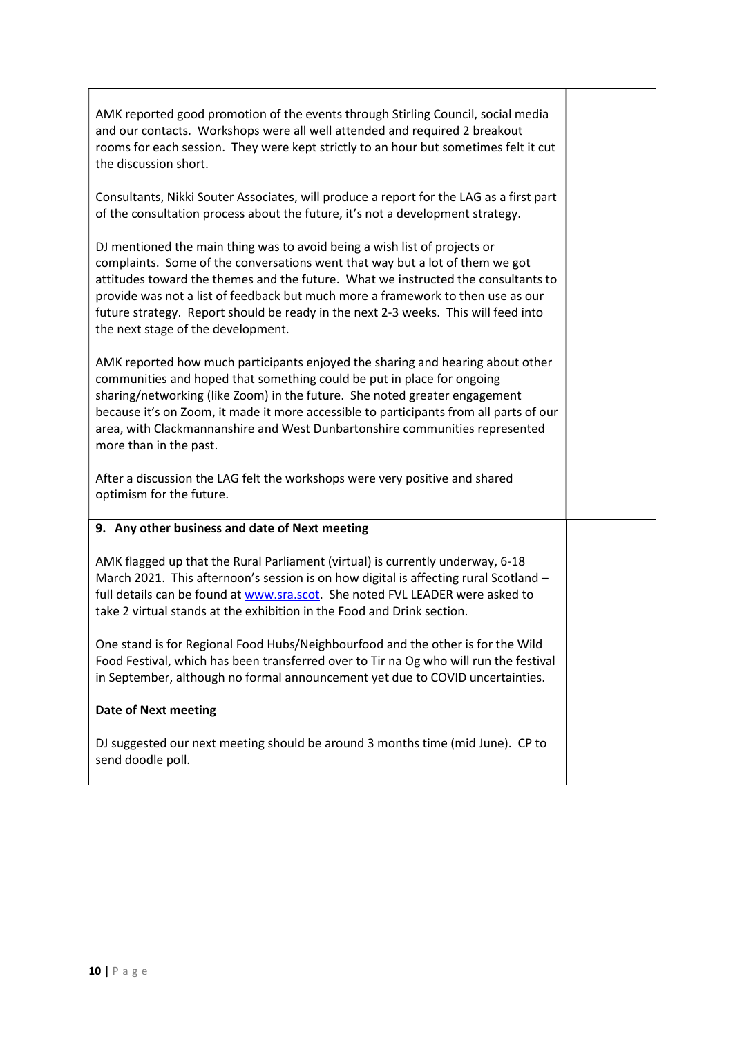| | |
|---|---|
| AMK reported good promotion of the events through Stirling Council, social media and our contacts. Workshops were all well attended and required 2 breakout rooms for each session. They were kept strictly to an hour but sometimes felt it cut the discussion short.<br><br>Consultants, Nikki Souter Associates, will produce a report for the LAG as a first part of the consultation process about the future, it's not a development strategy.<br><br>DJ mentioned the main thing was to avoid being a wish list of projects or complaints. Some of the conversations went that way but a lot of them we got attitudes toward the themes and the future. What we instructed the consultants to provide was not a list of feedback but much more a framework to then use as our future strategy. Report should be ready in the next 2-3 weeks. This will feed into the next stage of the development.<br><br>AMK reported how much participants enjoyed the sharing and hearing about other communities and hoped that something could be put in place for ongoing sharing/networking (like Zoom) in the future. She noted greater engagement because it's on Zoom, it made it more accessible to participants from all parts of our area, with Clackmannanshire and West Dunbartonshire communities represented more than in the past.<br><br>After a discussion the LAG felt the workshops were very positive and shared optimism for the future. | |
| **9. Any other business and date of Next meeting**<br><br>AMK flagged up that the Rural Parliament (virtual) is currently underway, 6-18 March 2021. This afternoon's session is on how digital is affecting rural Scotland – full details can be found at [www.sra.scot](http://www.sra.scot). She noted FVL LEADER were asked to take 2 virtual stands at the exhibition in the Food and Drink section.<br><br>One stand is for Regional Food Hubs/Neighbourfood and the other is for the Wild Food Festival, which has been transferred over to Tir na Og who will run the festival in September, although no formal announcement yet due to COVID uncertainties.<br><br>**Date of Next meeting**<br><br>DJ suggested our next meeting should be around 3 months time (mid June). CP to send doodle poll. | |